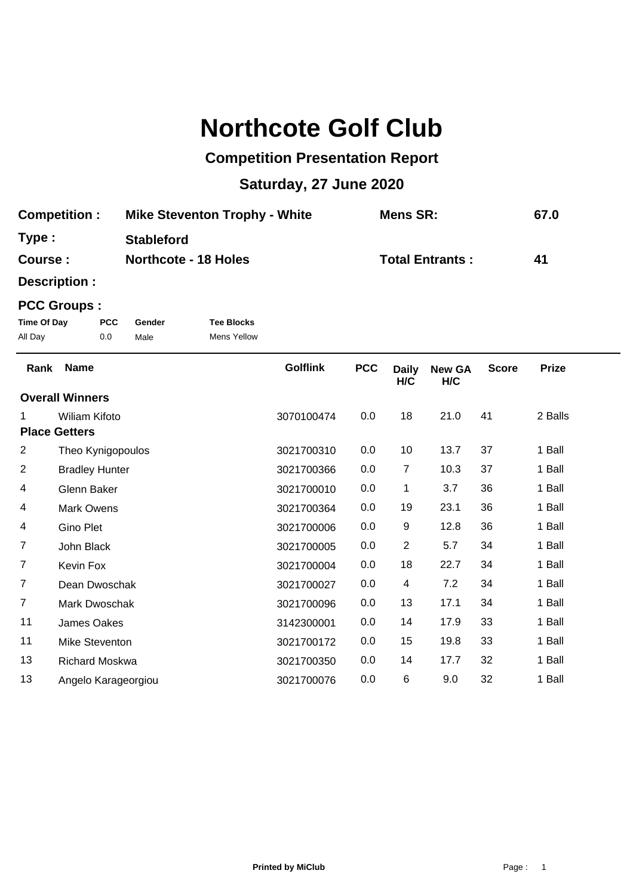# Northcote Golf Club

## Competition Presentation Report

## Saturday, 27 June 2020

**Competition :** **Mike Steventon Trophy - White** **Mens SR:** **67.0**

**Type :** **Stableford**

**Course :** **Northcote - 18 Holes** **Total Entrants :** **41**

**Description :**

**PCC Groups :**

| Time Of Day | PCC | Gender | Tee Blocks |
|---|---|---|---|
| All Day | 0.0 | Male | Mens Yellow |

| Rank | Name | Golflink | PCC | Daily H/C | New GA H/C | Score | Prize |
|---|---|---|---|---|---|---|---|
| **Overall Winners** | | | | | | | |
| 1 | Wiliam Kifoto | 3070100474 | 0.0 | 18 | 21.0 | 41 | 2 Balls |
| **Place Getters** | | | | | | | |
| 2 | Theo Kynigopoulos | 3021700310 | 0.0 | 10 | 13.7 | 37 | 1 Ball |
| 2 | Bradley Hunter | 3021700366 | 0.0 | 7 | 10.3 | 37 | 1 Ball |
| 4 | Glenn Baker | 3021700010 | 0.0 | 1 | 3.7 | 36 | 1 Ball |
| 4 | Mark Owens | 3021700364 | 0.0 | 19 | 23.1 | 36 | 1 Ball |
| 4 | Gino Plet | 3021700006 | 0.0 | 9 | 12.8 | 36 | 1 Ball |
| 7 | John Black | 3021700005 | 0.0 | 2 | 5.7 | 34 | 1 Ball |
| 7 | Kevin Fox | 3021700004 | 0.0 | 18 | 22.7 | 34 | 1 Ball |
| 7 | Dean Dwoschak | 3021700027 | 0.0 | 4 | 7.2 | 34 | 1 Ball |
| 7 | Mark Dwoschak | 3021700096 | 0.0 | 13 | 17.1 | 34 | 1 Ball |
| 11 | James Oakes | 3142300001 | 0.0 | 14 | 17.9 | 33 | 1 Ball |
| 11 | Mike Steventon | 3021700172 | 0.0 | 15 | 19.8 | 33 | 1 Ball |
| 13 | Richard Moskwa | 3021700350 | 0.0 | 14 | 17.7 | 32 | 1 Ball |
| 13 | Angelo Karageorgiou | 3021700076 | 0.0 | 6 | 9.0 | 32 | 1 Ball |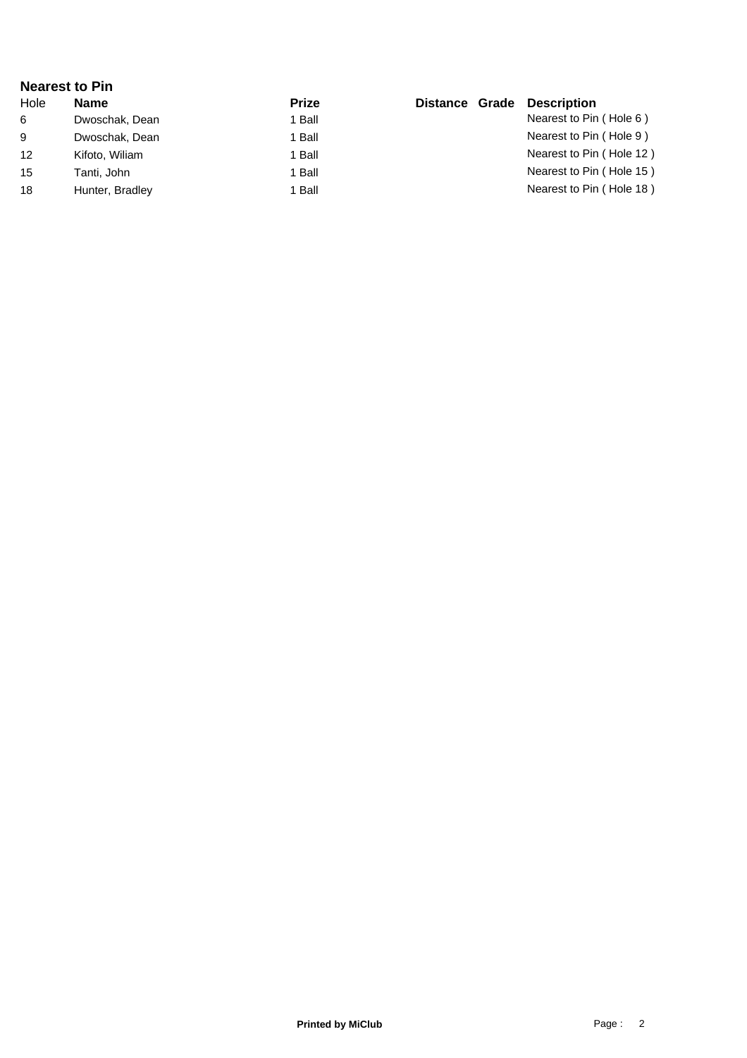## Nearest to Pin

| Hole | Name | Prize | Distance | Grade | Description |
|---|---|---|---|---|---|
| 6 | Dwoschak, Dean | 1 Ball | | | Nearest to Pin ( Hole 6 ) |
| 9 | Dwoschak, Dean | 1 Ball | | | Nearest to Pin ( Hole 9 ) |
| 12 | Kifoto, Wiliam | 1 Ball | | | Nearest to Pin ( Hole 12 ) |
| 15 | Tanti, John | 1 Ball | | | Nearest to Pin ( Hole 15 ) |
| 18 | Hunter, Bradley | 1 Ball | | | Nearest to Pin ( Hole 18 ) |

**Printed by MiClub**